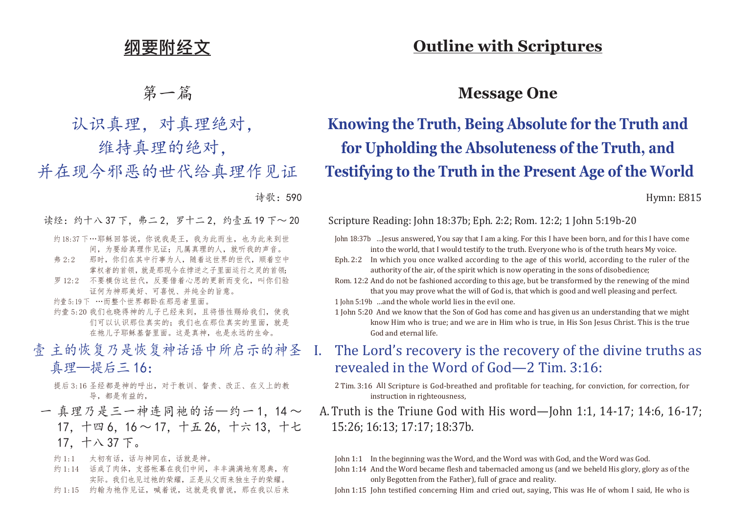# 纲要附经文

## 第一篇

## 认识真理，对真理绝对，维持真理的绝对，并在现今邪恶的世代给真理作见证

诗歌：590

读经：约十八37下，弗二2，罗十二2，约壹五19下～20

约18:37下 …耶稣回答说，你说我是王，我为此而生，也为此来到世间，为要给真理作见证；凡属真理的人，就听我的声音。

弗2:2 那时，你们在其中行事为人，随着这世界的世代，顺着空中掌权者的首领，就是那现今在悖逆之子里面运行之灵的首领；

罗12:2 不要模仿这世代，反要借着心思的更新而变化，叫你们验证何为神那美好、可喜悦、并纯全的旨意。

约壹5:19下 …而整个世界都卧在那恶者里面。

约壹5:20 我们也晓得神的儿子已经来到，且将悟性赐给我们，使我们可以认识那位真实的；我们也在那位真实的里面，就是在祂儿子耶稣基督里面。这是真神，也是永远的生命。

### 壹 主的恢复乃是恢复神话语中所启示的神圣真理—提后三16：

提后3:16 圣经都是神的呼出，对于教训、督责、改正、在义上的教导，都是有益的，

一 真理乃是三一神连同祂的话—约一1，14～17，十四6，16～17，十五26，十六13，十七17，十八37下。

约1:1 太初有话，话与神同在，话就是神。

约1:14 话成了肉体，支搭帐幕在我们中间，丰丰满满地有恩典，有实际。我们也见过祂的荣耀，正是从父而来独生子的荣耀。

约1:15 约翰为祂作见证，喊着说，这就是我曾说，那在我以后来

# Outline with Scriptures

## Message One

## Knowing the Truth, Being Absolute for the Truth and for Upholding the Absoluteness of the Truth, and Testifying to the Truth in the Present Age of the World

Hymn: E815

Scripture Reading: John 18:37b; Eph. 2:2; Rom. 12:2; 1 John 5:19b-20

John 18:37b ...Jesus answered, You say that I am a king. For this I have been born, and for this I have come into the world, that I would testify to the truth. Everyone who is of the truth hears My voice.

Eph. 2:2 In which you once walked according to the age of this world, according to the ruler of the authority of the air, of the spirit which is now operating in the sons of disobedience;

Rom. 12:2 And do not be fashioned according to this age, but be transformed by the renewing of the mind that you may prove what the will of God is, that which is good and well pleasing and perfect.

1 John 5:19b ...and the whole world lies in the evil one.

1 John 5:20 And we know that the Son of God has come and has given us an understanding that we might know Him who is true; and we are in Him who is true, in His Son Jesus Christ. This is the true God and eternal life.

### I. The Lord's recovery is the recovery of the divine truths as revealed in the Word of God—2 Tim. 3:16:

2 Tim. 3:16 All Scripture is God-breathed and profitable for teaching, for conviction, for correction, for instruction in righteousness,

A. Truth is the Triune God with His word—John 1:1, 14-17; 14:6, 16-17; 15:26; 16:13; 17:17; 18:37b.

John 1:1 In the beginning was the Word, and the Word was with God, and the Word was God.

John 1:14 And the Word became flesh and tabernacled among us (and we beheld His glory, glory as of the only Begotten from the Father), full of grace and reality.

John 1:15 John testified concerning Him and cried out, saying, This was He of whom I said, He who is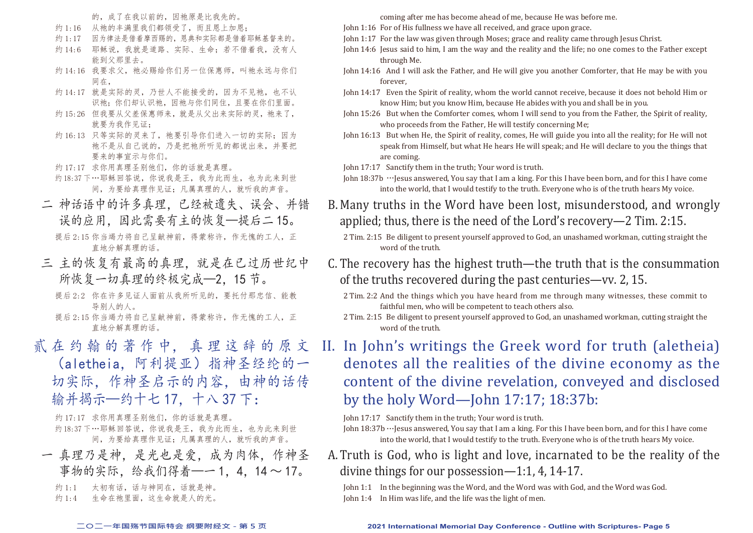的，成了在我以前的，因祂原是比我先的。

约 1:16 从祂的丰满里我们都领受了，而且恩上加恩；

约 1:17 因为律法是借着摩西赐的，恩典和实际都是借着耶稣基督来的。

约 14:6 耶稣说，我就是道路、实际、生命；若不借着我，没有人能到父那里去。

约 14:16 我要求父，祂必赐给你们另一位保惠师，叫祂永远与你们同在，

约 14:17 就是实际的灵，乃世人不能接受的，因为不见祂，也不认识祂；你们却认识祂，因祂与你们同住，且要在你们里面。

约 15:26 但我要从父差保惠师来，就是从父出来实际的灵，祂来了，就要为我作见证；

约 16:13 只等实际的灵来了，祂要引导你们进入一切的实际；因为祂不是从自己说的，乃是把祂所听见的都说出来，并要把要来的事宣示与你们。

约 17:17 求你用真理圣别他们，你的话就是真理。

约 18:37 下…耶稣回答说，你说我是王，我为此而生，也为此来到世间，为要给真理作见证；凡属真理的人，就听我的声音。

## 二 神话语中的许多真理，已经被遗失、误会、并错误的应用，因此需要有主的恢复—提后二 15。

提后 2:15 你当竭力将自己呈献神前，得蒙称许，作无愧的工人，正直地分解真理的话。

## 三 主的恢复有最高的真理，就是在已过历世纪中所恢复一切真理的终极完成—2，15 节。

提后 2:2 你在许多见证人面前从我所听见的，要托付那忠信、能教导别人的人。

提后 2:15 你当竭力将自己呈献神前，得蒙称许，作无愧的工人，正直地分解真理的话。

# 贰 在约翰的著作中，真理这辞的原文（aletheia，阿利提亚）指神圣经纶的一切实际，作神圣启示的内容，由神的话传输并揭示—约十七 17，十八 37 下：

约 17:17 求你用真理圣别他们，你的话就是真理。

约 18:37 下…耶稣回答说，你说我是王，我为此而生，也为此来到世间，为要给真理作见证；凡属真理的人，就听我的声音。

## 一 真理乃是神，是光也是爱，成为肉体，作神圣事物的实际，给我们得着—一 1，4，14 ～ 17。

约 1:1 太初有话，话与神同在，话就是神。

约 1:4 生命在祂里面，这生命就是人的光。

---

coming after me has become ahead of me, because He was before me.

John 1:16 For of His fullness we have all received, and grace upon grace.

John 1:17 For the law was given through Moses; grace and reality came through Jesus Christ.

John 14:6 Jesus said to him, I am the way and the reality and the life; no one comes to the Father except through Me.

John 14:16 And I will ask the Father, and He will give you another Comforter, that He may be with you forever,

John 14:17 Even the Spirit of reality, whom the world cannot receive, because it does not behold Him or know Him; but you know Him, because He abides with you and shall be in you.

John 15:26 But when the Comforter comes, whom I will send to you from the Father, the Spirit of reality, who proceeds from the Father, He will testify concerning Me;

John 16:13 But when He, the Spirit of reality, comes, He will guide you into all the reality; for He will not speak from Himself, but what He hears He will speak; and He will declare to you the things that are coming.

John 17:17 Sanctify them in the truth; Your word is truth.

John 18:37b …Jesus answered, You say that I am a king. For this I have been born, and for this I have come into the world, that I would testify to the truth. Everyone who is of the truth hears My voice.

## B. Many truths in the Word have been lost, misunderstood, and wrongly applied; thus, there is the need of the Lord's recovery—2 Tim. 2:15.

2 Tim. 2:15 Be diligent to present yourself approved to God, an unashamed workman, cutting straight the word of the truth.

## C. The recovery has the highest truth—the truth that is the consummation of the truths recovered during the past centuries—vv. 2, 15.

2 Tim. 2:2 And the things which you have heard from me through many witnesses, these commit to faithful men, who will be competent to teach others also.

2 Tim. 2:15 Be diligent to present yourself approved to God, an unashamed workman, cutting straight the word of the truth.

# II. In John's writings the Greek word for truth (aletheia) denotes all the realities of the divine economy as the content of the divine revelation, conveyed and disclosed by the holy Word—John 17:17; 18:37b:

John 17:17 Sanctify them in the truth; Your word is truth.

John 18:37b …Jesus answered, You say that I am a king. For this I have been born, and for this I have come into the world, that I would testify to the truth. Everyone who is of the truth hears My voice.

## A. Truth is God, who is light and love, incarnated to be the reality of the divine things for our possession—1:1, 4, 14-17.

John 1:1 In the beginning was the Word, and the Word was with God, and the Word was God.

John 1:4 In Him was life, and the life was the light of men.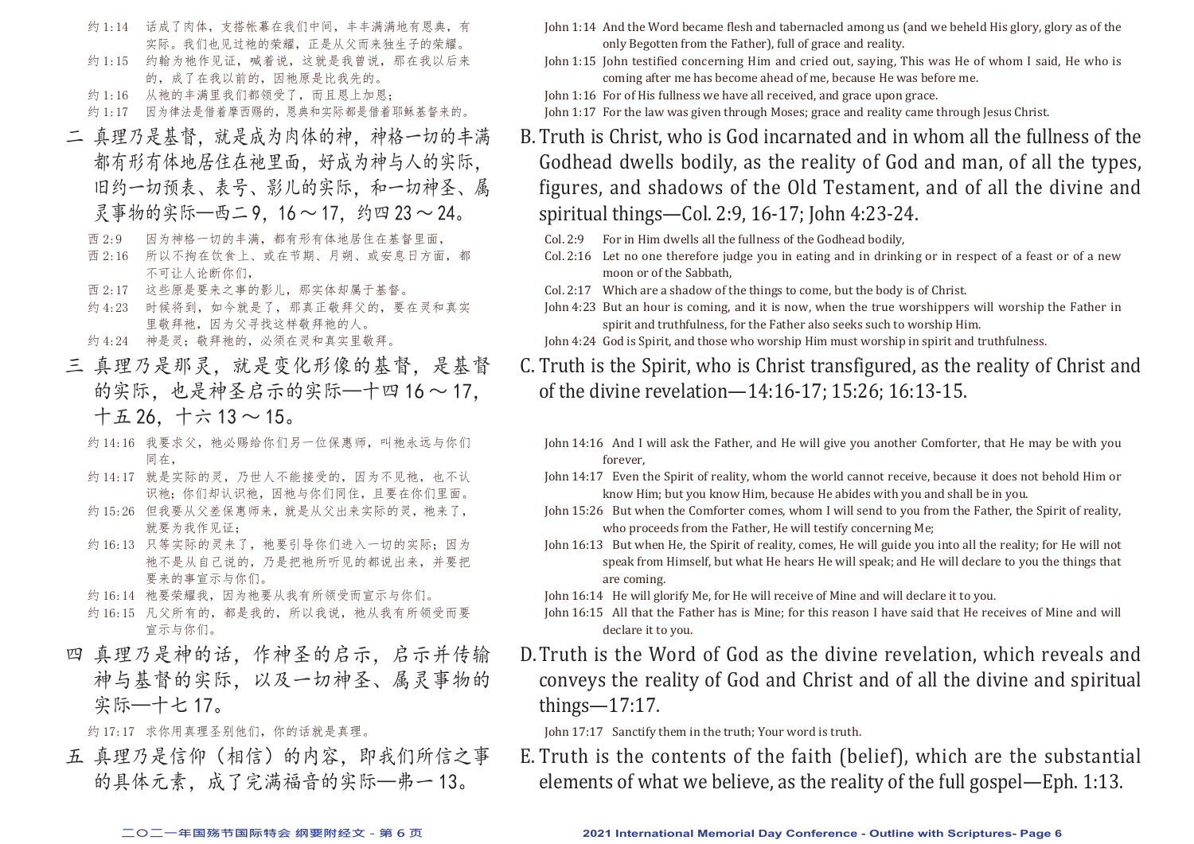约 1:14　话成了肉体，支搭帐幕在我们中间，丰丰满满地有恩典，有实际。我们也见过祂的荣耀，正是从父而来独生子的荣耀。

约 1:15　约翰为祂作见证，喊着说，这就是我曾说，那在我以后来的，成了在我以前的，因祂原是比我先的。

约 1:16　从祂的丰满里我们都领受了，而且恩上加恩；

约 1:17　因为律法是借着摩西赐的，恩典和实际都是借着耶稣基督来的。

## 二 真理乃是基督，就是成为肉体的神，神格一切的丰满都有形有体地居住在祂里面，好成为神与人的实际，旧约一切预表、表号、影儿的实际，和一切神圣、属灵事物的实际—西二9，16～17，约四23～24。

西 2:9　因为神格一切的丰满，都有形有体地居住在基督里面，

西 2:16　所以不拘在饮食上、或在节期、月朔、或安息日方面，都不可让人论断你们，

西 2:17　这些原是要来之事的影儿，那实体却属于基督。

约 4:23　时候将到，如今就是了，那真正敬拜父的，要在灵和真实里敬拜祂，因为父寻找这样敬拜祂的人。

约 4:24　神是灵；敬拜祂的，必须在灵和真实里敬拜。

## 三 真理乃是那灵，就是变化形像的基督，是基督的实际，也是神圣启示的实际—十四16～17，十五26，十六13～15。

约 14:16　我要求父，祂必赐给你们另一位保惠师，叫祂永远与你们同在，

约 14:17　就是实际的灵，乃世人不能接受的，因为不见祂，也不认识祂；你们却认识祂，因祂与你们同住，且要在你们里面。

约 15:26　但我要从父差保惠师来，就是从父出来实际的灵，祂来了，就要为我作见证；

约 16:13　只等实际的灵来了，祂要引导你们进入一切的实际；因为祂不是从自己说的，乃是把祂所听见的都说出来，并要把要来的事宣示与你们。

约 16:14　祂要荣耀我，因为祂要从我有所领受而宣示与你们。

约 16:15　凡父所有的，都是我的，所以我说，祂从我有所领受而要宣示与你们。

## 四 真理乃是神的话，作神圣的启示，启示并传输神与基督的实际，以及一切神圣、属灵事物的实际—十七17。

约 17:17　求你用真理圣别他们，你的话就是真理。

## 五 真理乃是信仰（相信）的内容，即我们所信之事的具体元素，成了完满福音的实际—弗一13。

John 1:14　And the Word became flesh and tabernacled among us (and we beheld His glory, glory as of the only Begotten from the Father), full of grace and reality.

John 1:15　John testified concerning Him and cried out, saying, This was He of whom I said, He who is coming after me has become ahead of me, because He was before me.

John 1:16　For of His fullness we have all received, and grace upon grace.

John 1:17　For the law was given through Moses; grace and reality came through Jesus Christ.

## B. Truth is Christ, who is God incarnated and in whom all the fullness of the Godhead dwells bodily, as the reality of God and man, of all the types, figures, and shadows of the Old Testament, and of all the divine and spiritual things—Col. 2:9, 16-17; John 4:23-24.

Col. 2:9　For in Him dwells all the fullness of the Godhead bodily,

Col. 2:16　Let no one therefore judge you in eating and in drinking or in respect of a feast or of a new moon or of the Sabbath,

Col. 2:17　Which are a shadow of the things to come, but the body is of Christ.

John 4:23　But an hour is coming, and it is now, when the true worshippers will worship the Father in spirit and truthfulness, for the Father also seeks such to worship Him.

John 4:24　God is Spirit, and those who worship Him must worship in spirit and truthfulness.

## C. Truth is the Spirit, who is Christ transfigured, as the reality of Christ and of the divine revelation—14:16-17; 15:26; 16:13-15.

John 14:16　And I will ask the Father, and He will give you another Comforter, that He may be with you forever,

John 14:17　Even the Spirit of reality, whom the world cannot receive, because it does not behold Him or know Him; but you know Him, because He abides with you and shall be in you.

John 15:26　But when the Comforter comes, whom I will send to you from the Father, the Spirit of reality, who proceeds from the Father, He will testify concerning Me;

John 16:13　But when He, the Spirit of reality, comes, He will guide you into all the reality; for He will not speak from Himself, but what He hears He will speak; and He will declare to you the things that are coming.

John 16:14　He will glorify Me, for He will receive of Mine and will declare it to you.

John 16:15　All that the Father has is Mine; for this reason I have said that He receives of Mine and will declare it to you.

## D. Truth is the Word of God as the divine revelation, which reveals and conveys the reality of God and Christ and of all the divine and spiritual things—17:17.

John 17:17　Sanctify them in the truth; Your word is truth.

## E. Truth is the contents of the faith (belief), which are the substantial elements of what we believe, as the reality of the full gospel—Eph. 1:13.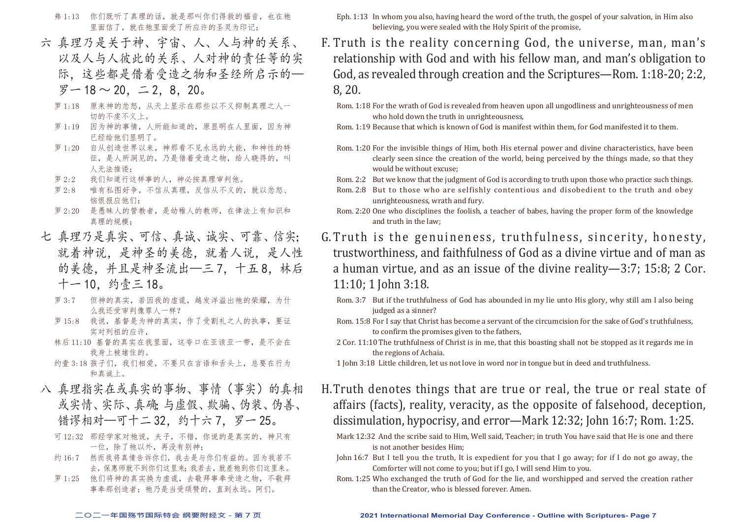弗 1:13　你们既听了真理的话，就是那叫你们得救的福音，也在祂里面信了，就在祂里面受了所应许的圣灵为印记；

## 六　真理乃是关于神、宇宙、人、人与神的关系、以及人与人彼此的关系、人对神的责任等的实际，这些都是借着受造之物和圣经所启示的—罗一18～20，二2，8，20。

罗 1:18　原来神的忿怒，从天上显示在那些以不义抑制真理之人一切的不虔不义上。

罗 1:19　因为神的事情，人所能知道的，原显明在人里面，因为神已经给他们显明了。

罗 1:20　自从创造世界以来，神那看不见永远的大能，和神性的特征，是人所洞见的，乃是借着受造之物，给人晓得的，叫人无法推诿；

罗 2:2　我们知道行这样事的人，神必按真理审判他。

罗 2:8　唯有私图好争，不信从真理，反信从不义的，就以忿怒、恼恨报应他们；

罗 2:20　是愚昧人的管教者，是幼稚人的教师，在律法上有知识和真理的规模；

## 七　真理乃是真实、可信、真诚、诚实、可靠、信实；就着神说，是神圣的美德，就着人说，是人性的美德，并且是神圣流出—三7，十五8，林后十一10，约壹三18。

罗 3:7　但神的真实，若因我的虚谎，越发洋溢出祂的荣耀，为什么我还受审判像罪人一样？

罗 15:8　我说，基督是为神的真实，作了受割礼之人的执事，要证实对列祖的应许，

林后 11:10　基督的真实在我里面，这夸口在亚该亚一带，是不会在我身上被堵住的。

约壹 3:18　孩子们，我们相爱，不要只在言语和舌头上，总要在行为和真诚上。

## 八　真理指实在或真实的事物、事情（事实）的真相或实情、实际、真确；与虚假、欺骗、伪装、伪善、错谬相对—可十二32，约十六7，罗一25。

可 12:32　那经学家对祂说，夫子，不错，你说的是真实的，神只有一位，除了祂以外，再没有别神；

约 16:7　然而我将真情告诉你们，我去是与你们有益的。因为我若不去，保惠师就不到你们这里来；我若去，就差祂到你们这里来。

罗 1:25　他们将神的真实换为虚谎，去敬拜事奉受造之物，不敬拜事奉那创造者；祂乃是当受颂赞的，直到永远。阿们。

Eph. 1:13　In whom you also, having heard the word of the truth, the gospel of your salvation, in Him also believing, you were sealed with the Holy Spirit of the promise,

## F. Truth is the reality concerning God, the universe, man, man's relationship with God and with his fellow man, and man's obligation to God, as revealed through creation and the Scriptures—Rom. 1:18-20; 2:2, 8, 20.

Rom. 1:18 For the wrath of God is revealed from heaven upon all ungodliness and unrighteousness of men who hold down the truth in unrighteousness,

Rom. 1:19 Because that which is known of God is manifest within them, for God manifested it to them.

Rom. 1:20 For the invisible things of Him, both His eternal power and divine characteristics, have been clearly seen since the creation of the world, being perceived by the things made, so that they would be without excuse;

Rom. 2:2　But we know that the judgment of God is according to truth upon those who practice such things.

Rom. 2:8　But to those who are selfishly contentious and disobedient to the truth and obey unrighteousness, wrath and fury.

Rom. 2:20 One who disciplines the foolish, a teacher of babes, having the proper form of the knowledge and truth in the law;

## G. Truth is the genuineness, truthfulness, sincerity, honesty, trustworthiness, and faithfulness of God as a divine virtue and of man as a human virtue, and as an issue of the divine reality—3:7; 15:8; 2 Cor. 11:10; 1 John 3:18.

Rom. 3:7　But if the truthfulness of God has abounded in my lie unto His glory, why still am I also being judged as a sinner?

Rom. 15:8 For I say that Christ has become a servant of the circumcision for the sake of God's truthfulness, to confirm the promises given to the fathers,

2 Cor. 11:10 The truthfulness of Christ is in me, that this boasting shall not be stopped as it regards me in the regions of Achaia.

1 John 3:18　Little children, let us not love in word nor in tongue but in deed and truthfulness.

## H. Truth denotes things that are true or real, the true or real state of affairs (facts), reality, veracity, as the opposite of falsehood, deception, dissimulation, hypocrisy, and error—Mark 12:32; John 16:7; Rom. 1:25.

Mark 12:32　And the scribe said to Him, Well said, Teacher; in truth You have said that He is one and there is not another besides Him;

John 16:7　But I tell you the truth, It is expedient for you that I go away; for if I do not go away, the Comforter will not come to you; but if I go, I will send Him to you.

Rom. 1:25 Who exchanged the truth of God for the lie, and worshipped and served the creation rather than the Creator, who is blessed forever. Amen.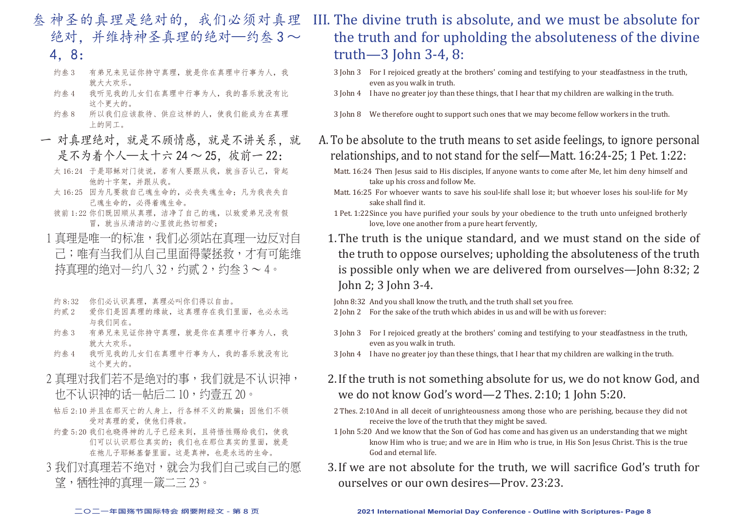## 叁 神圣的真理是绝对的，我们必须对真理绝对，并维持神圣真理的绝对—约叁3～4，8：

约叁3 有弟兄来见证你持守真理，就是你在真理中行事为人，我就大大欢乐。

约叁4 我听见我的儿女们在真理中行事为人，我的喜乐就没有比这个更大的。

约叁8 所以我们应该款待、供应这样的人，使我们能成为在真理上的同工。

### 一 对真理绝对，就是不顾情感，就是不讲关系，就是不为着个人—太十六24～25，彼前一22：

太16:24 于是耶稣对门徒说，若有人要跟从我，就当否认己，背起他的十字架，并跟从我。

太16:25 因为凡要救自己魂生命的，必丧失魂生命；凡为我丧失自己魂生命的，必得着魂生命。

彼前1:22 你们既因顺从真理，洁净了自己的魂，以致爱弟兄没有假冒，就当从清洁的心里彼此热切相爱；

1 真理是唯一的标准，我们必须站在真理一边反对自己；唯有当我们从自己里面得蒙拯救，才有可能维持真理的绝对—约八32，约贰2，约叁3～4。

约8:32 你们必认识真理，真理必叫你们得以自由。

约贰2 爱你们是因真理的缘故，这真理存在我们里面，也必永远与我们同在。

约叁3 有弟兄来见证你持守真理，就是你在真理中行事为人，我就大大欢乐。

约叁4 我听见我的儿女们在真理中行事为人，我的喜乐就没有比这个更大的。

2 真理对我们若不是绝对的事，我们就是不认识神，也不认识神的话—帖后二10，约壹五20。

帖后2:10 并且在那灭亡的人身上，行各样不义的欺骗；因他们不领受对真理的爱，使他们得救。

约壹5:20 我们也晓得神的儿子已经来到，且将悟性赐给我们，使我们可以认识那位真实的；我们也在那位真实的里面，就是在祂儿子耶稣基督里面。这是真神，也是永远的生命。

3 我们对真理若不绝对，就会为我们自己或自己的愿望，牺牲神的真理—箴二三23。

## III. The divine truth is absolute, and we must be absolute for the truth and for upholding the absoluteness of the divine truth—3 John 3-4, 8:

3 John 3 For I rejoiced greatly at the brothers' coming and testifying to your steadfastness in the truth, even as you walk in truth.

3 John 4 I have no greater joy than these things, that I hear that my children are walking in the truth.

3 John 8 We therefore ought to support such ones that we may become fellow workers in the truth.

### A. To be absolute to the truth means to set aside feelings, to ignore personal relationships, and to not stand for the self—Matt. 16:24-25; 1 Pet. 1:22:

Matt. 16:24 Then Jesus said to His disciples, If anyone wants to come after Me, let him deny himself and take up his cross and follow Me.

Matt. 16:25 For whoever wants to save his soul-life shall lose it; but whoever loses his soul-life for My sake shall find it.

1 Pet. 1:22 Since you have purified your souls by your obedience to the truth unto unfeigned brotherly love, love one another from a pure heart fervently,

1. The truth is the unique standard, and we must stand on the side of the truth to oppose ourselves; upholding the absoluteness of the truth is possible only when we are delivered from ourselves—John 8:32; 2 John 2; 3 John 3-4.

John 8:32 And you shall know the truth, and the truth shall set you free.

2 John 2 For the sake of the truth which abides in us and will be with us forever:

3 John 3 For I rejoiced greatly at the brothers' coming and testifying to your steadfastness in the truth, even as you walk in truth.

3 John 4 I have no greater joy than these things, that I hear that my children are walking in the truth.

2. If the truth is not something absolute for us, we do not know God, and we do not know God's word—2 Thes. 2:10; 1 John 5:20.

2 Thes. 2:10 And in all deceit of unrighteousness among those who are perishing, because they did not receive the love of the truth that they might be saved.

1 John 5:20 And we know that the Son of God has come and has given us an understanding that we might know Him who is true; and we are in Him who is true, in His Son Jesus Christ. This is the true God and eternal life.

3. If we are not absolute for the truth, we will sacrifice God's truth for ourselves or our own desires—Prov. 23:23.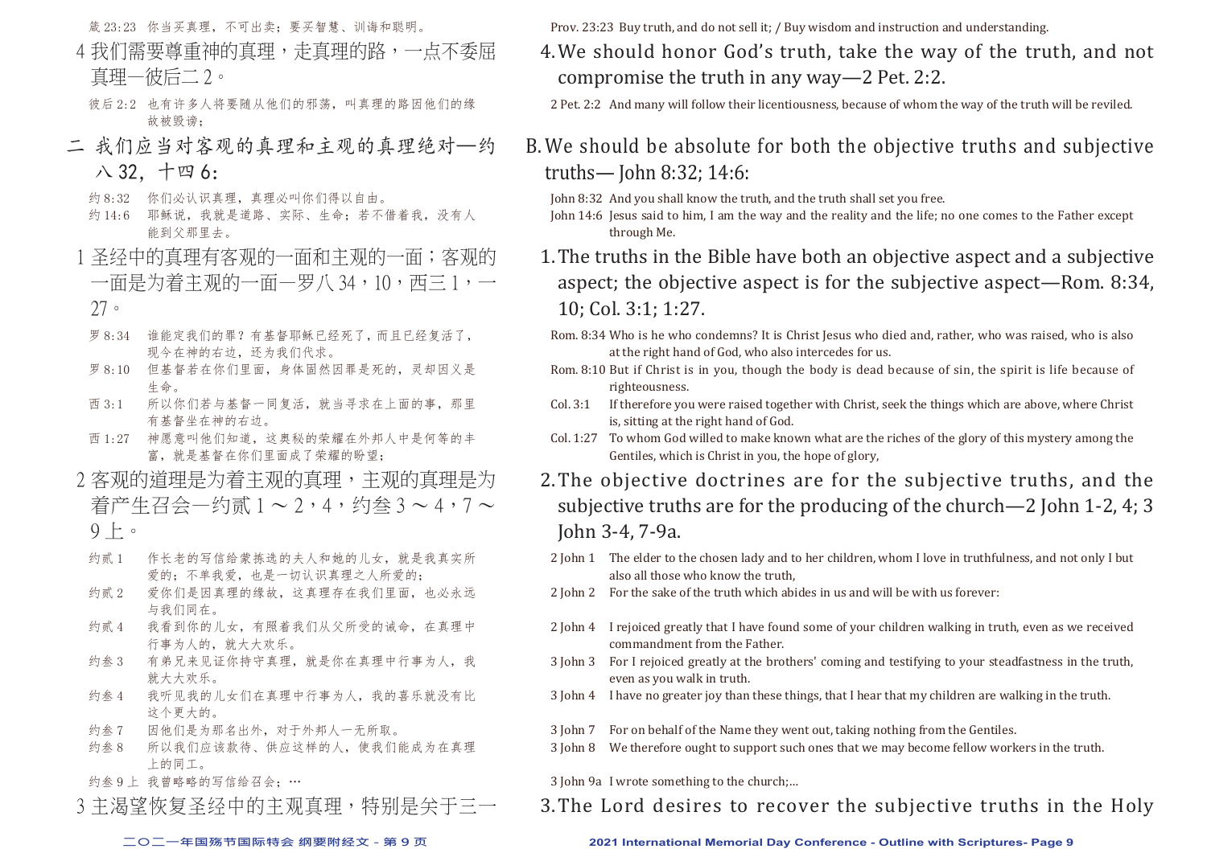箴 23:23　你当买真理，不可出卖；要买智慧、训诲和聪明。

4 我们需要尊重神的真理，走真理的路，一点不委屈真理—彼后二 2。

彼后 2:2　也有许多人将要随从他们的邪荡，叫真理的路因他们的缘故被毁谤；

二 我们应当对客观的真理和主观的真理绝对—约八 32，十四 6：

约 8:32　你们必认识真理，真理必叫你们得以自由。
约 14:6　耶稣说，我就是道路、实际、生命；若不借着我，没有人能到父那里去。

1 圣经中的真理有客观的一面和主观的一面；客观的一面是为着主观的一面—罗八 34，10，西三 1，一 27。

罗 8:34　谁能定我们的罪？有基督耶稣已经死了，而且已经复活了，现今在神的右边，还为我们代求。
罗 8:10　但基督若在你们里面，身体固然因罪是死的，灵却因义是生命。
西 3:1　所以你们若与基督一同复活，就当寻求在上面的事，那里有基督坐在神的右边。
西 1:27　神愿意叫他们知道，这奥秘的荣耀在外邦人中是何等的丰富，就是基督在你们里面成了荣耀的盼望；

2 客观的道理是为着主观的真理，主观的真理是为着产生召会—约贰 1 ～ 2，4，约叁 3 ～ 4，7 ～ 9 上。

约贰 1　作长老的写信给蒙拣选的夫人和她的儿女，就是我真实所爱的；不单我爱，也是一切认识真理之人所爱的；
约贰 2　爱你们是因真理的缘故，这真理存在我们里面，也必永远与我们同在。
约贰 4　我看到你的儿女，有照着我们从父所受的诫命，在真理中行事为人的，就大大欢乐。
约叁 3　有弟兄来见证你持守真理，就是你在真理中行事为人，我就大大欢乐。
约叁 4　我听见我的儿女们在真理中行事为人，我的喜乐就没有比这个更大的。
约叁 7　因他们是为那名出外，对于外邦人一无所取。
约叁 8　所以我们应该款待、供应这样的人，使我们能成为在真理上的同工。
约叁 9 上　我曾略略的写信给召会；…

3 主渴望恢复圣经中的主观真理，特别是关于三一

Prov. 23:23 Buy truth, and do not sell it; / Buy wisdom and instruction and understanding.

4. We should honor God's truth, take the way of the truth, and not compromise the truth in any way—2 Pet. 2:2.

2 Pet. 2:2 And many will follow their licentiousness, because of whom the way of the truth will be reviled.

B. We should be absolute for both the objective truths and subjective truths— John 8:32; 14:6:

John 8:32 And you shall know the truth, and the truth shall set you free.
John 14:6 Jesus said to him, I am the way and the reality and the life; no one comes to the Father except through Me.

1. The truths in the Bible have both an objective aspect and a subjective aspect; the objective aspect is for the subjective aspect—Rom. 8:34, 10; Col. 3:1; 1:27.

Rom. 8:34 Who is he who condemns? It is Christ Jesus who died and, rather, who was raised, who is also at the right hand of God, who also intercedes for us.
Rom. 8:10 But if Christ is in you, though the body is dead because of sin, the spirit is life because of righteousness.
Col. 3:1 If therefore you were raised together with Christ, seek the things which are above, where Christ is, sitting at the right hand of God.
Col. 1:27 To whom God willed to make known what are the riches of the glory of this mystery among the Gentiles, which is Christ in you, the hope of glory,

2. The objective doctrines are for the subjective truths, and the subjective truths are for the producing of the church—2 John 1-2, 4; 3 John 3-4, 7-9a.

2 John 1 The elder to the chosen lady and to her children, whom I love in truthfulness, and not only I but also all those who know the truth,
2 John 2 For the sake of the truth which abides in us and will be with us forever:
2 John 4 I rejoiced greatly that I have found some of your children walking in truth, even as we received commandment from the Father.
3 John 3 For I rejoiced greatly at the brothers' coming and testifying to your steadfastness in the truth, even as you walk in truth.
3 John 4 I have no greater joy than these things, that I hear that my children are walking in the truth.
3 John 7 For on behalf of the Name they went out, taking nothing from the Gentiles.
3 John 8 We therefore ought to support such ones that we may become fellow workers in the truth.
3 John 9a I wrote something to the church;...

3. The Lord desires to recover the subjective truths in the Holy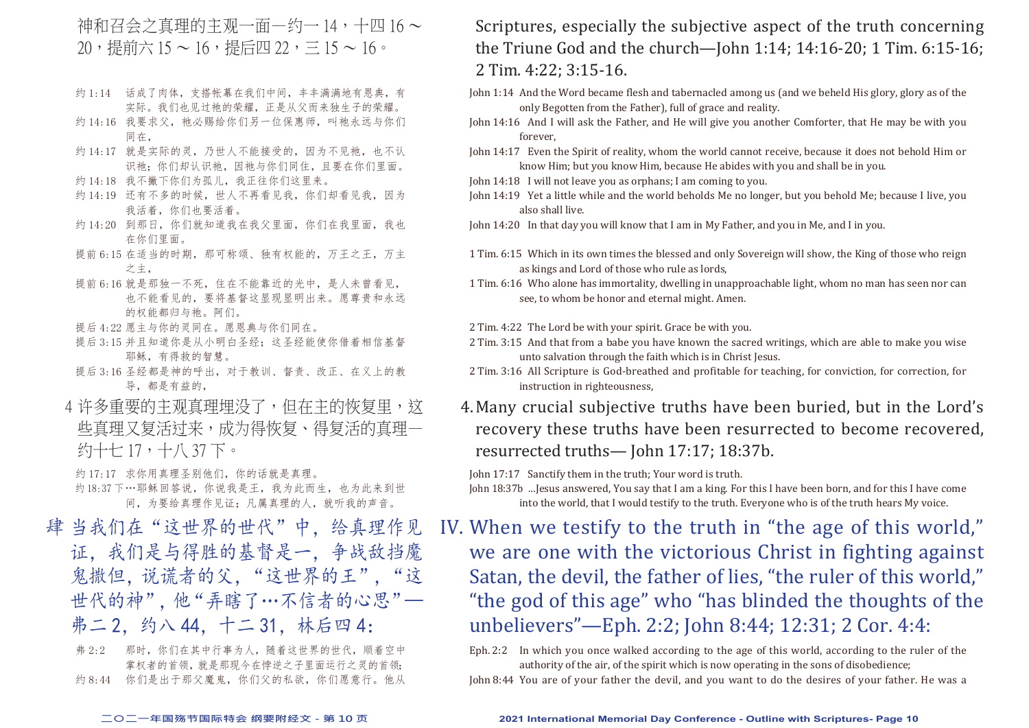神和召会之真理的主观一面—约一 14，十四 16 ～ 20，提前六 15 ～ 16，提后四 22，三 15 ～ 16。

约 1:14　话成了肉体，支搭帐幕在我们中间，丰丰满满地有恩典，有实际。我们也见过祂的荣耀，正是从父而来独生子的荣耀。
约 14:16　我要求父，祂必赐给你们另一位保惠师，叫祂永远与你们同在，
约 14:17　就是实际的灵，乃世人不能接受的，因为不见祂，也不认识祂；你们却认识祂，因祂与你们同住，且要在你们里面。
约 14:18　我不撇下你们为孤儿，我正往你们这里来。
约 14:19　还有不多的时候，世人不再看见我，你们却看见我，因为我活着，你们也要活着。
约 14:20　到那日，你们就知道我在我父里面，你们在我里面，我也在你们里面。
提前 6:15　在适当的时期，那可称颂、独有权能的，万王之王，万主之主，
提前 6:16　就是那独一不死，住在不能靠近的光中，是人未曾看见，也不能看见的，要将基督这显现显明出来。愿尊贵和永远的权能都归与祂。阿们。
提后 4:22　愿主与你的灵同在。愿恩典与你们同在。
提后 3:15　并且知道你是从小明白圣经；这圣经能使你借着相信基督耶稣，有得救的智慧。
提后 3:16　圣经都是神的呼出，对于教训、督责、改正、在义上的教导，都是有益的，

4 许多重要的主观真理埋没了，但在主的恢复里，这些真理又复活过来，成为得恢复、得复活的真理—约十七 17，十八 37 下。

约 17:17　求你用真理圣别他们，你的话就是真理。
约 18:37 下…耶稣回答说，你说我是王，我为此而生，也为此来到世间，为要给真理作见证；凡属真理的人，就听我的声音。

## 肆 当我们在“这世界的世代”中，给真理作见证，我们是与得胜的基督是一，争战敌挡魔鬼撒但，说谎者的父，“这世界的王”，“这世代的神”，他“弄瞎了…不信者的心思”—弗二 2，约八 44，十二 31，林后四 4：

弗 2:2　那时，你们在其中行事为人，随着这世界的世代，顺着空中掌权者的首领，就是那现今在悖逆之子里面运行之灵的首领；
约 8:44　你们是出于那父魔鬼，你们父的私欲，你们愿意行。他从

Scriptures, especially the subjective aspect of the truth concerning the Triune God and the church—John 1:14; 14:16-20; 1 Tim. 6:15-16; 2 Tim. 4:22; 3:15-16.

John 1:14　And the Word became flesh and tabernacled among us (and we beheld His glory, glory as of the only Begotten from the Father), full of grace and reality.
John 14:16　And I will ask the Father, and He will give you another Comforter, that He may be with you forever,
John 14:17　Even the Spirit of reality, whom the world cannot receive, because it does not behold Him or know Him; but you know Him, because He abides with you and shall be in you.
John 14:18　I will not leave you as orphans; I am coming to you.
John 14:19　Yet a little while and the world beholds Me no longer, but you behold Me; because I live, you also shall live.
John 14:20　In that day you will know that I am in My Father, and you in Me, and I in you.

1 Tim. 6:15　Which in its own times the blessed and only Sovereign will show, the King of those who reign as kings and Lord of those who rule as lords,
1 Tim. 6:16　Who alone has immortality, dwelling in unapproachable light, whom no man has seen nor can see, to whom be honor and eternal might. Amen.

2 Tim. 4:22　The Lord be with your spirit. Grace be with you.
2 Tim. 3:15　And that from a babe you have known the sacred writings, which are able to make you wise unto salvation through the faith which is in Christ Jesus.
2 Tim. 3:16　All Scripture is God-breathed and profitable for teaching, for conviction, for correction, for instruction in righteousness,

4. Many crucial subjective truths have been buried, but in the Lord's recovery these truths have been resurrected to become recovered, resurrected truths— John 17:17; 18:37b.

John 17:17　Sanctify them in the truth; Your word is truth.
John 18:37b　...Jesus answered, You say that I am a king. For this I have been born, and for this I have come into the world, that I would testify to the truth. Everyone who is of the truth hears My voice.

## IV. When we testify to the truth in “the age of this world,” we are one with the victorious Christ in fighting against Satan, the devil, the father of lies, “the ruler of this world,” “the god of this age” who “has blinded the thoughts of the unbelievers”—Eph. 2:2; John 8:44; 12:31; 2 Cor. 4:4:

Eph. 2:2　In which you once walked according to the age of this world, according to the ruler of the authority of the air, of the spirit which is now operating in the sons of disobedience;
John 8:44　You are of your father the devil, and you want to do the desires of your father. He was a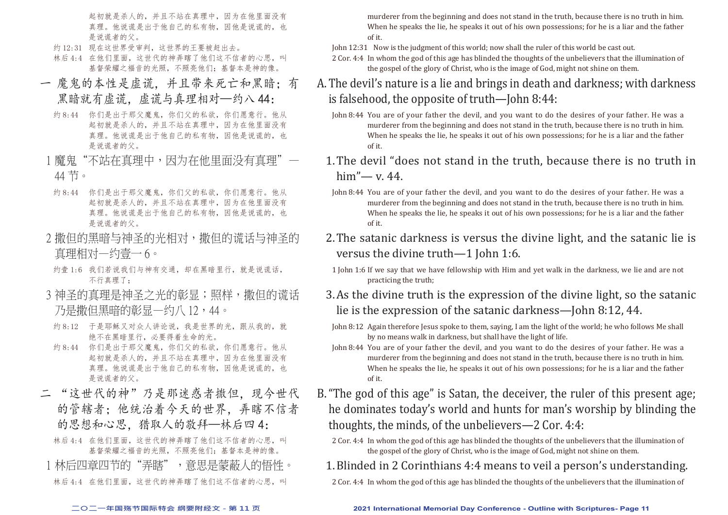起初就是杀人的，并且不站在真理中，因为在他里面没有真理。他说谎是出于他自己的私有物，因他是说谎的，也是说谎者的父。

约12:31　现在这世界受审判，这世界的王要被赶出去。

林后4:4　在他们里面，这世代的神弄瞎了他们这不信者的心思，叫基督荣耀之福音的光照，不照亮他们；基督本是神的像。

## 一　魔鬼的本性是虚谎，并且带来死亡和黑暗；有黑暗就有虚谎，虚谎与真理相对—约八44：

约8:44　你们是出于那父魔鬼，你们父的私欲，你们愿意行。他从起初就是杀人的，并且不站在真理中，因为在他里面没有真理。他说谎是出于他自己的私有物，因他是说谎的，也是说谎者的父。

1 魔鬼"不站在真理中，因为在他里面没有真理"—44节。

约8:44　你们是出于那父魔鬼，你们父的私欲，你们愿意行。他从起初就是杀人的，并且不站在真理中，因为在他里面没有真理。他说谎是出于他自己的私有物，因他是说谎的，也是说谎者的父。

2 撒但的黑暗与神圣的光相对，撒但的谎话与神圣的真理相对—约壹一6。

约壹1:6　我们若说我们与神有交通，却在黑暗里行，就是说谎话，不行真理了；

3 神圣的真理是神圣之光的彰显；照样，撒但的谎话乃是撒但黑暗的彰显—约八12，44。

约8:12　于是耶稣又对众人讲论说，我是世界的光，跟从我的，就绝不在黑暗里行，必要得着生命的光。

约8:44　你们是出于那父魔鬼，你们父的私欲，你们愿意行。他从起初就是杀人的，并且不站在真理中，因为在他里面没有真理。他说谎是出于他自己的私有物，因他是说谎的，也是说谎者的父。

## 二　"这世代的神"乃是那迷惑者撒但，现今世代的管辖者；他统治着今天的世界，弄瞎不信者的思想和心思，猎取人的敬拜—林后四4：

林后4:4　在他们里面，这世代的神弄瞎了他们这不信者的心思，叫基督荣耀之福音的光照，不照亮他们；基督本是神的像。

1 林后四章四节的"弄瞎"，意思是蒙蔽人的悟性。

林后4:4　在他们里面，这世代的神弄瞎了他们这不信者的心思，叫

---

murderer from the beginning and does not stand in the truth, because there is no truth in him. When he speaks the lie, he speaks it out of his own possessions; for he is a liar and the father of it.

John 12:31　Now is the judgment of this world; now shall the ruler of this world be cast out.

2 Cor. 4:4　In whom the god of this age has blinded the thoughts of the unbelievers that the illumination of the gospel of the glory of Christ, who is the image of God, might not shine on them.

## A. The devil's nature is a lie and brings in death and darkness; with darkness is falsehood, the opposite of truth—John 8:44:

John 8:44　You are of your father the devil, and you want to do the desires of your father. He was a murderer from the beginning and does not stand in the truth, because there is no truth in him. When he speaks the lie, he speaks it out of his own possessions; for he is a liar and the father of it.

1. The devil "does not stand in the truth, because there is no truth in him"— v. 44.

John 8:44　You are of your father the devil, and you want to do the desires of your father. He was a murderer from the beginning and does not stand in the truth, because there is no truth in him. When he speaks the lie, he speaks it out of his own possessions; for he is a liar and the father of it.

2. The satanic darkness is versus the divine light, and the satanic lie is versus the divine truth—1 John 1:6.

1 John 1:6 If we say that we have fellowship with Him and yet walk in the darkness, we lie and are not practicing the truth;

3. As the divine truth is the expression of the divine light, so the satanic lie is the expression of the satanic darkness—John 8:12, 44.

John 8:12　Again therefore Jesus spoke to them, saying, I am the light of the world; he who follows Me shall by no means walk in darkness, but shall have the light of life.

John 8:44　You are of your father the devil, and you want to do the desires of your father. He was a murderer from the beginning and does not stand in the truth, because there is no truth in him. When he speaks the lie, he speaks it out of his own possessions; for he is a liar and the father of it.

## B. "The god of this age" is Satan, the deceiver, the ruler of this present age; he dominates today's world and hunts for man's worship by blinding the thoughts, the minds, of the unbelievers—2 Cor. 4:4:

2 Cor. 4:4　In whom the god of this age has blinded the thoughts of the unbelievers that the illumination of the gospel of the glory of Christ, who is the image of God, might not shine on them.

1. Blinded in 2 Corinthians 4:4 means to veil a person's understanding.

2 Cor. 4:4　In whom the god of this age has blinded the thoughts of the unbelievers that the illumination of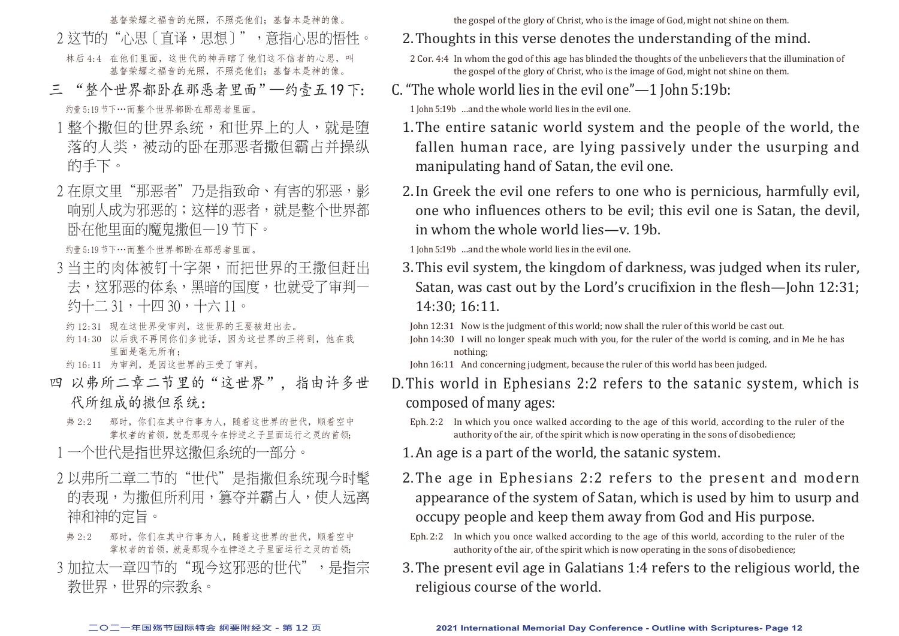基督荣耀之福音的光照，不照亮他们；基督本是神的像。

2 这节的"心思〔直译，思想〕"，意指心思的悟性。

林后4:4 在他们里面，这世代的神弄瞎了他们这不信者的心思，叫基督荣耀之福音的光照，不照亮他们；基督本是神的像。

## 三 "整个世界都卧在那恶者里面"—约壹五19下：

约壹5:19节下…而整个世界都卧在那恶者里面。

1 整个撒但的世界系统，和世界上的人，就是堕落的人类，被动的卧在那恶者撒但霸占并操纵的手下。

2 在原文里"那恶者"乃是指致命、有害的邪恶，影响别人成为邪恶的；这样的恶者，就是整个世界都卧在他里面的魔鬼撒但—19节下。

约壹5:19节下…而整个世界都卧在那恶者里面。

3 当主的肉体被钉十字架，而把世界的王撒但赶出去，这邪恶的体系，黑暗的国度，也就受了审判—约十二31，十四30，十六11。

约12:31 现在这世界受审判，这世界的王要被赶出去。
约14:30 以后我不再同你们多说话，因为这世界的王将到，他在我里面是毫无所有；
约16:11 为审判，是因这世界的王受了审判。

## 四 以弗所二章二节里的"这世界"，指由许多世代所组成的撒但系统：

弗2:2 那时，你们在其中行事为人，随着这世界的世代，顺着空中掌权者的首领，就是那现今在悖逆之子里面运行之灵的首领；

1 一个世代是指世界这撒但系统的一部分。

2 以弗所二章二节的"世代"是指撒但系统现今时髦的表现，为撒但所利用，篡夺并霸占人，使人远离神和神的定旨。

弗2:2 那时，你们在其中行事为人，随着这世界的世代，顺着空中掌权者的首领，就是那现今在悖逆之子里面运行之灵的首领；

3 加拉太一章四节的"现今这邪恶的世代"，是指宗教世界，世界的宗教系。

---

the gospel of the glory of Christ, who is the image of God, might not shine on them.

2. Thoughts in this verse denotes the understanding of the mind.

2 Cor. 4:4 In whom the god of this age has blinded the thoughts of the unbelievers that the illumination of the gospel of the glory of Christ, who is the image of God, might not shine on them.

## C. "The whole world lies in the evil one"—1 John 5:19b:

1 John 5:19b ...and the whole world lies in the evil one.

1. The entire satanic world system and the people of the world, the fallen human race, are lying passively under the usurping and manipulating hand of Satan, the evil one.

2. In Greek the evil one refers to one who is pernicious, harmfully evil, one who influences others to be evil; this evil one is Satan, the devil, in whom the whole world lies—v. 19b.

1 John 5:19b ...and the whole world lies in the evil one.

3. This evil system, the kingdom of darkness, was judged when its ruler, Satan, was cast out by the Lord's crucifixion in the flesh—John 12:31; 14:30; 16:11.

John 12:31 Now is the judgment of this world; now shall the ruler of this world be cast out.
John 14:30 I will no longer speak much with you, for the ruler of the world is coming, and in Me he has nothing;
John 16:11 And concerning judgment, because the ruler of this world has been judged.

## D. This world in Ephesians 2:2 refers to the satanic system, which is composed of many ages:

Eph. 2:2 In which you once walked according to the age of this world, according to the ruler of the authority of the air, of the spirit which is now operating in the sons of disobedience;

1. An age is a part of the world, the satanic system.

2. The age in Ephesians 2:2 refers to the present and modern appearance of the system of Satan, which is used by him to usurp and occupy people and keep them away from God and His purpose.

Eph. 2:2 In which you once walked according to the age of this world, according to the ruler of the authority of the air, of the spirit which is now operating in the sons of disobedience;

3. The present evil age in Galatians 1:4 refers to the religious world, the religious course of the world.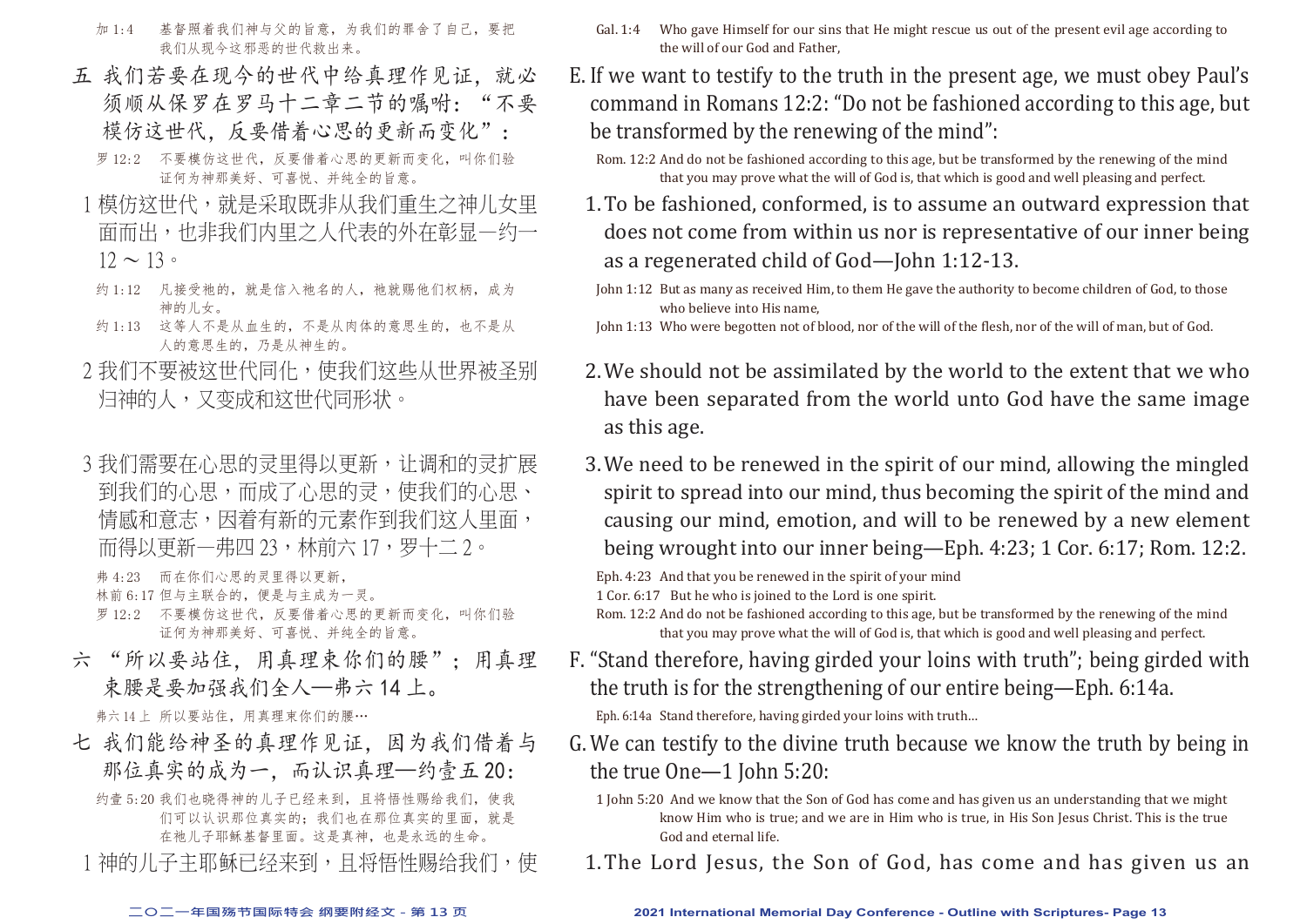加 1:4　基督照着我们神与父的旨意，为我们的罪舍了自己，要把我们从现今这邪恶的世代救出来。

五　我们若要在现今的世代中给真理作见证，就必须顺从保罗在罗马十二章二节的嘱咐：“不要模仿这世代，反要借着心思的更新而变化”：

罗 12:2　不要模仿这世代，反要借着心思的更新而变化，叫你们验证何为神那美好、可喜悦、并纯全的旨意。

1 模仿这世代，就是采取既非从我们重生之神儿女里面而出，也非我们内里之人代表的外在彰显—约一 12 ～ 13。

约 1:12　凡接受祂的，就是信入祂名的人，祂就赐他们权柄，成为神的儿女。

约 1:13　这等人不是从血生的，不是从肉体的意思生的，也不是从人的意思生的，乃是从神生的。

2 我们不要被这世代同化，使我们这些从世界被圣别归神的人，又变成和这世代同形状。

3 我们需要在心思的灵里得以更新，让调和的灵扩展到我们的心思，而成了心思的灵，使我们的心思、情感和意志，因着有新的元素作到我们这人里面，而得以更新—弗四 23，林前六 17，罗十二 2。

弗 4:23　而在你们心思的灵里得以更新，

林前 6:17 但与主联合的，便是与主成为一灵。

罗 12:2　不要模仿这世代，反要借着心思的更新而变化，叫你们验证何为神那美好、可喜悦、并纯全的旨意。

六　“所以要站住，用真理束你们的腰”；用真理束腰是要加强我们全人—弗六 14 上。

弗六 14 上　所以要站住，用真理束你们的腰…

七　我们能给神圣的真理作见证，因为我们借着与那位真实的成为一，而认识真理—约壹五 20：

约壹 5:20 我们也晓得神的儿子已经来到，且将悟性赐给我们，使我们可以认识那位真实的；我们也在那位真实的里面，就是在祂儿子耶稣基督里面。这是真神，也是永远的生命。

1 神的儿子主耶稣已经来到，且将悟性赐给我们，使

---

Gal. 1:4　Who gave Himself for our sins that He might rescue us out of the present evil age according to the will of our God and Father,

E. If we want to testify to the truth in the present age, we must obey Paul's command in Romans 12:2: "Do not be fashioned according to this age, but be transformed by the renewing of the mind":

Rom. 12:2 And do not be fashioned according to this age, but be transformed by the renewing of the mind that you may prove what the will of God is, that which is good and well pleasing and perfect.

1. To be fashioned, conformed, is to assume an outward expression that does not come from within us nor is representative of our inner being as a regenerated child of God—John 1:12-13.

John 1:12　But as many as received Him, to them He gave the authority to become children of God, to those who believe into His name,

John 1:13　Who were begotten not of blood, nor of the will of the flesh, nor of the will of man, but of God.

2. We should not be assimilated by the world to the extent that we who have been separated from the world unto God have the same image as this age.

3. We need to be renewed in the spirit of our mind, allowing the mingled spirit to spread into our mind, thus becoming the spirit of the mind and causing our mind, emotion, and will to be renewed by a new element being wrought into our inner being—Eph. 4:23; 1 Cor. 6:17; Rom. 12:2.

Eph. 4:23　And that you be renewed in the spirit of your mind

1 Cor. 6:17　But he who is joined to the Lord is one spirit.

Rom. 12:2 And do not be fashioned according to this age, but be transformed by the renewing of the mind that you may prove what the will of God is, that which is good and well pleasing and perfect.

F. "Stand therefore, having girded your loins with truth"; being girded with the truth is for the strengthening of our entire being—Eph. 6:14a.

Eph. 6:14a　Stand therefore, having girded your loins with truth...

G. We can testify to the divine truth because we know the truth by being in the true One—1 John 5:20:

1 John 5:20　And we know that the Son of God has come and has given us an understanding that we might know Him who is true; and we are in Him who is true, in His Son Jesus Christ. This is the true God and eternal life.

1. The Lord Jesus, the Son of God, has come and has given us an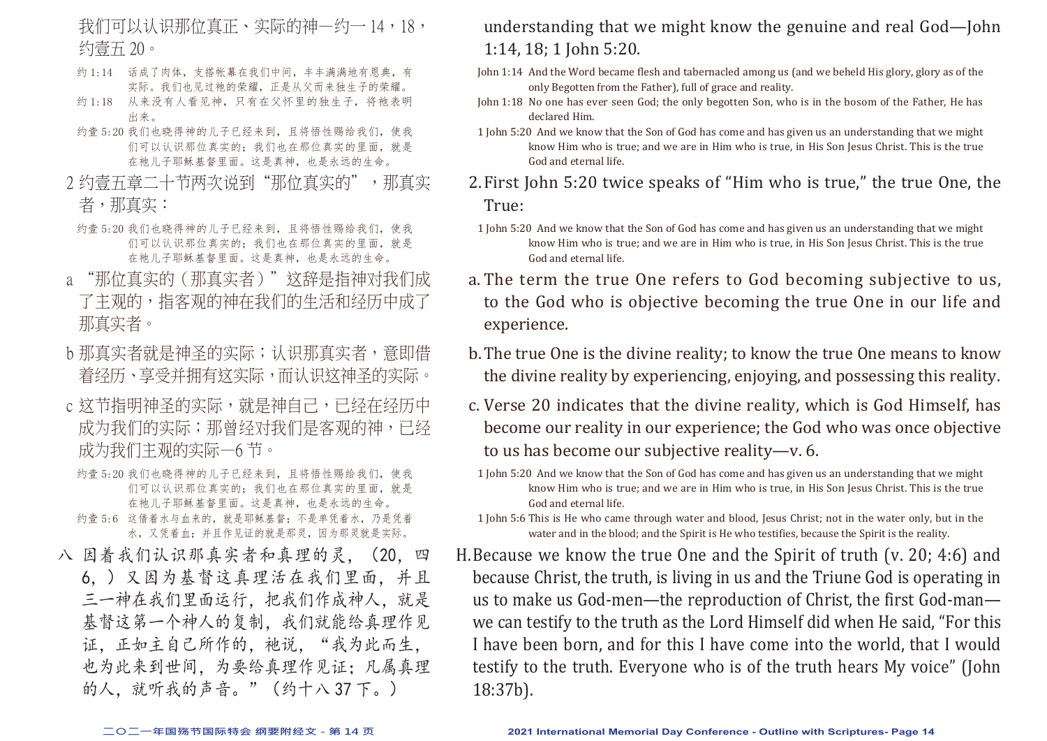我们可以认识那位真正、实际的神—约一14，18，约壹五20。

约1:14 话成了肉体，支搭帐幕在我们中间，丰丰满满地有恩典，有实际。我们也见过祂的荣耀，正是从父而来独生子的荣耀。

约1:18 从来没有人看见神，只有在父怀里的独生子，将祂表明出来。

约壹5:20 我们也晓得神的儿子已经来到，且将悟性赐给我们，使我们可以认识那位真实的；我们也在那位真实的里面，就是在祂儿子耶稣基督里面。这是真神，也是永远的生命。

2 约壹五章二十节两次说到"那位真实的"，那真实者，那真实：

约壹5:20 我们也晓得神的儿子已经来到，且将悟性赐给我们，使我们可以认识那位真实的；我们也在那位真实的里面，就是在祂儿子耶稣基督里面。这是真神，也是永远的生命。

a "那位真实的（那真实者）"这辞是指神对我们成了主观的，指客观的神在我们的生活和经历中成了那真实者。

b 那真实者就是神圣的实际；认识那真实者，意即借着经历、享受并拥有这实际，而认识这神圣的实际。

c 这节指明神圣的实际，就是神自己，已经在经历中成为我们的实际；那曾经对我们是客观的神，已经成为我们主观的实际—6节。

约壹5:20 我们也晓得神的儿子已经来到，且将悟性赐给我们，使我们可以认识那位真实的；我们也在那位真实的里面，就是在祂儿子耶稣基督里面。这是真神，也是永远的生命。

约壹5:6 这借着水与血来的，就是耶稣基督；不是单凭着水，乃是凭着水，又凭着血；并且作见证的就是那灵，因为那灵就是实际。

八 因着我们认识那真实者和真理的灵，（20，四6，）又因为基督这真理活在我们里面，并且三一神在我们里面运行，把我们作成神人，就是基督这第一个神人的复制，我们就能给真理作见证，正如主自己所作的，祂说，"我为此而生，也为此来到世间，为要给真理作见证；凡属真理的人，就听我的声音。"（约十八37下。）

---

understanding that we might know the genuine and real God—John 1:14, 18; 1 John 5:20.

John 1:14 And the Word became flesh and tabernacled among us (and we beheld His glory, glory as of the only Begotten from the Father), full of grace and reality.

John 1:18 No one has ever seen God; the only begotten Son, who is in the bosom of the Father, He has declared Him.

1 John 5:20 And we know that the Son of God has come and has given us an understanding that we might know Him who is true; and we are in Him who is true, in His Son Jesus Christ. This is the true God and eternal life.

2. First John 5:20 twice speaks of "Him who is true," the true One, the True:

1 John 5:20 And we know that the Son of God has come and has given us an understanding that we might know Him who is true; and we are in Him who is true, in His Son Jesus Christ. This is the true God and eternal life.

a. The term the true One refers to God becoming subjective to us, to the God who is objective becoming the true One in our life and experience.

b. The true One is the divine reality; to know the true One means to know the divine reality by experiencing, enjoying, and possessing this reality.

c. Verse 20 indicates that the divine reality, which is God Himself, has become our reality in our experience; the God who was once objective to us has become our subjective reality—v. 6.

1 John 5:20 And we know that the Son of God has come and has given us an understanding that we might know Him who is true; and we are in Him who is true, in His Son Jesus Christ. This is the true God and eternal life.

1 John 5:6 This is He who came through water and blood, Jesus Christ; not in the water only, but in the water and in the blood; and the Spirit is He who testifies, because the Spirit is the reality.

H. Because we know the true One and the Spirit of truth (v. 20; 4:6) and because Christ, the truth, is living in us and the Triune God is operating in us to make us God-men—the reproduction of Christ, the first God-man—we can testify to the truth as the Lord Himself did when He said, "For this I have been born, and for this I have come into the world, that I would testify to the truth. Everyone who is of the truth hears My voice" (John 18:37b).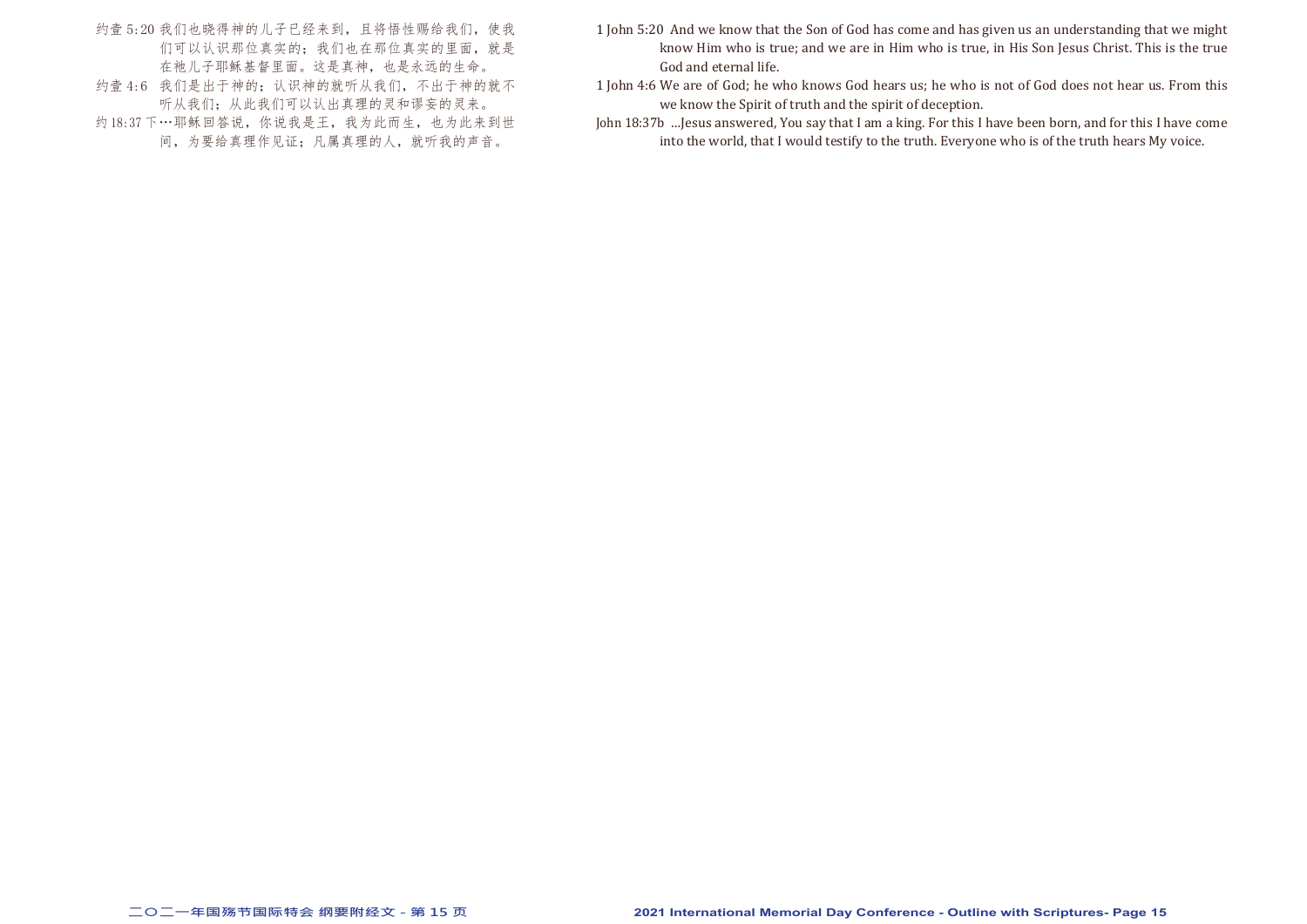约壹 5:20 我们也晓得神的儿子已经来到，且将悟性赐给我们，使我们可以认识那位真实的；我们也在那位真实的里面，就是在祂儿子耶稣基督里面。这是真神，也是永远的生命。

约壹 4:6 我们是出于神的；认识神的就听从我们，不出于神的就不听从我们；从此我们可以认出真理的灵和谬妄的灵来。

约 18:37 下…耶稣回答说，你说我是王，我为此而生，也为此来到世间，为要给真理作见证；凡属真理的人，就听我的声音。

1 John 5:20 And we know that the Son of God has come and has given us an understanding that we might know Him who is true; and we are in Him who is true, in His Son Jesus Christ. This is the true God and eternal life.

1 John 4:6 We are of God; he who knows God hears us; he who is not of God does not hear us. From this we know the Spirit of truth and the spirit of deception.

John 18:37b ...Jesus answered, You say that I am a king. For this I have been born, and for this I have come into the world, that I would testify to the truth. Everyone who is of the truth hears My voice.